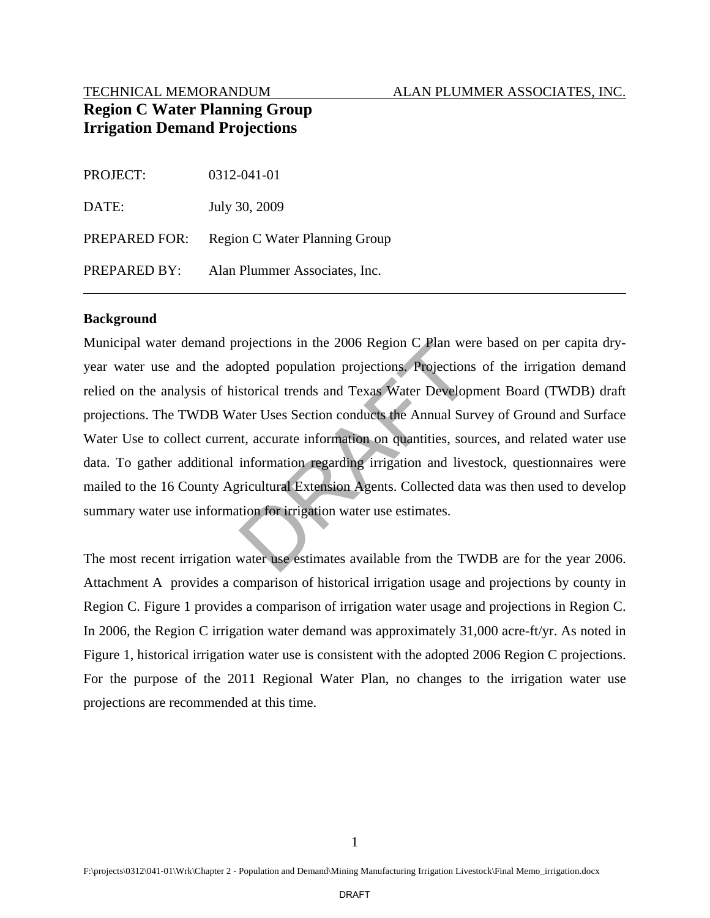TECHNICAL MEMORANDUM ALAN PLUMMER ASSOCIATES, INC.

# Region C Water Planning Group
# Irrigation Demand Projections

| | |
|---|---|
| PROJECT: | 0312-041-01 |
| DATE: | July 30, 2009 |
| PREPARED FOR: | Region C Water Planning Group |
| PREPARED BY: | Alan Plummer Associates, Inc. |

---

## Background

Municipal water demand projections in the 2006 Region C Plan were based on per capita dry-year water use and the adopted population projections. Projections of the irrigation demand relied on the analysis of historical trends and Texas Water Development Board (TWDB) draft projections. The TWDB Water Uses Section conducts the Annual Survey of Ground and Surface Water Use to collect current, accurate information on quantities, sources, and related water use data. To gather additional information regarding irrigation and livestock, questionnaires were mailed to the 16 County Agricultural Extension Agents. Collected data was then used to develop summary water use information for irrigation water use estimates.

The most recent irrigation water use estimates available from the TWDB are for the year 2006. Attachment A provides a comparison of historical irrigation usage and projections by county in Region C. Figure 1 provides a comparison of irrigation water usage and projections in Region C. In 2006, the Region C irrigation water demand was approximately 31,000 acre-ft/yr. As noted in Figure 1, historical irrigation water use is consistent with the adopted 2006 Region C projections. For the purpose of the 2011 Regional Water Plan, no changes to the irrigation water use projections are recommended at this time.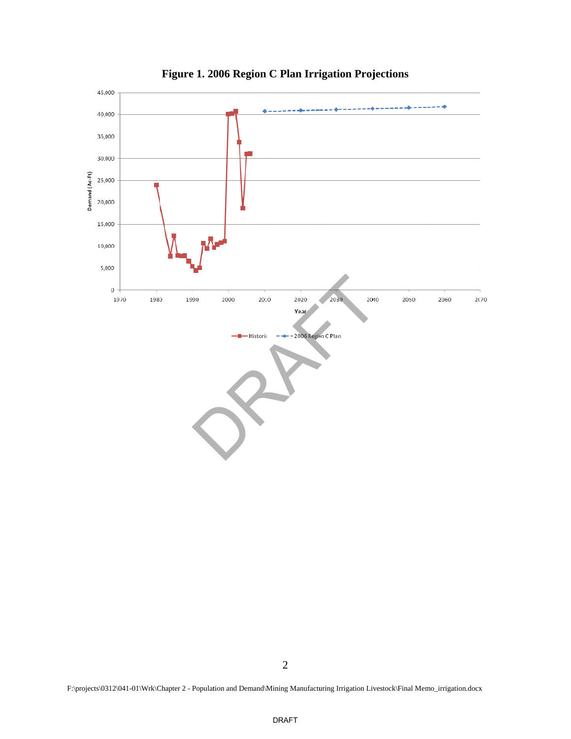**Figure 1. 2006 Region C Plan Irrigation Projections**

F:\projects\0312\041-01\Wrk\Chapter 2 - Population and Demand\Mining Manufacturing Irrigation Livestock\Final Memo_irrigation.docx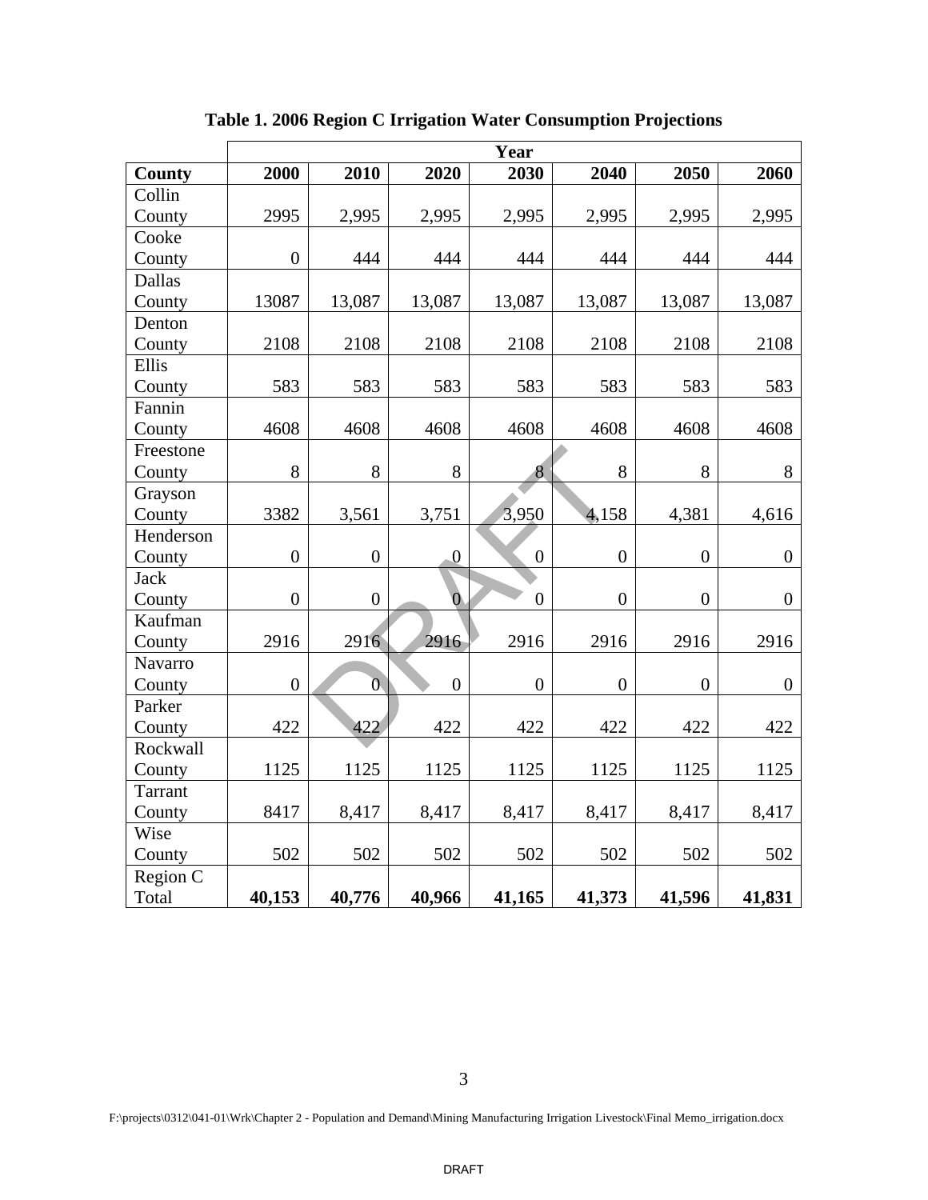**Table 1. 2006 Region C Irrigation Water Consumption Projections**

| | Year | | | | | | |
|---|---|---|---|---|---|---|---|
| **County** | **2000** | **2010** | **2020** | **2030** | **2040** | **2050** | **2060** |
| Collin County | 2995 | 2,995 | 2,995 | 2,995 | 2,995 | 2,995 | 2,995 |
| Cooke County | 0 | 444 | 444 | 444 | 444 | 444 | 444 |
| Dallas County | 13087 | 13,087 | 13,087 | 13,087 | 13,087 | 13,087 | 13,087 |
| Denton County | 2108 | 2108 | 2108 | 2108 | 2108 | 2108 | 2108 |
| Ellis County | 583 | 583 | 583 | 583 | 583 | 583 | 583 |
| Fannin County | 4608 | 4608 | 4608 | 4608 | 4608 | 4608 | 4608 |
| Freestone County | 8 | 8 | 8 | 8 | 8 | 8 | 8 |
| Grayson County | 3382 | 3,561 | 3,751 | 3,950 | 4,158 | 4,381 | 4,616 |
| Henderson County | 0 | 0 | 0 | 0 | 0 | 0 | 0 |
| Jack County | 0 | 0 | 0 | 0 | 0 | 0 | 0 |
| Kaufman County | 2916 | 2916 | 2916 | 2916 | 2916 | 2916 | 2916 |
| Navarro County | 0 | 0 | 0 | 0 | 0 | 0 | 0 |
| Parker County | 422 | 422 | 422 | 422 | 422 | 422 | 422 |
| Rockwall County | 1125 | 1125 | 1125 | 1125 | 1125 | 1125 | 1125 |
| Tarrant County | 8417 | 8,417 | 8,417 | 8,417 | 8,417 | 8,417 | 8,417 |
| Wise County | 502 | 502 | 502 | 502 | 502 | 502 | 502 |
| Region C Total | **40,153** | **40,776** | **40,966** | **41,165** | **41,373** | **41,596** | **41,831** |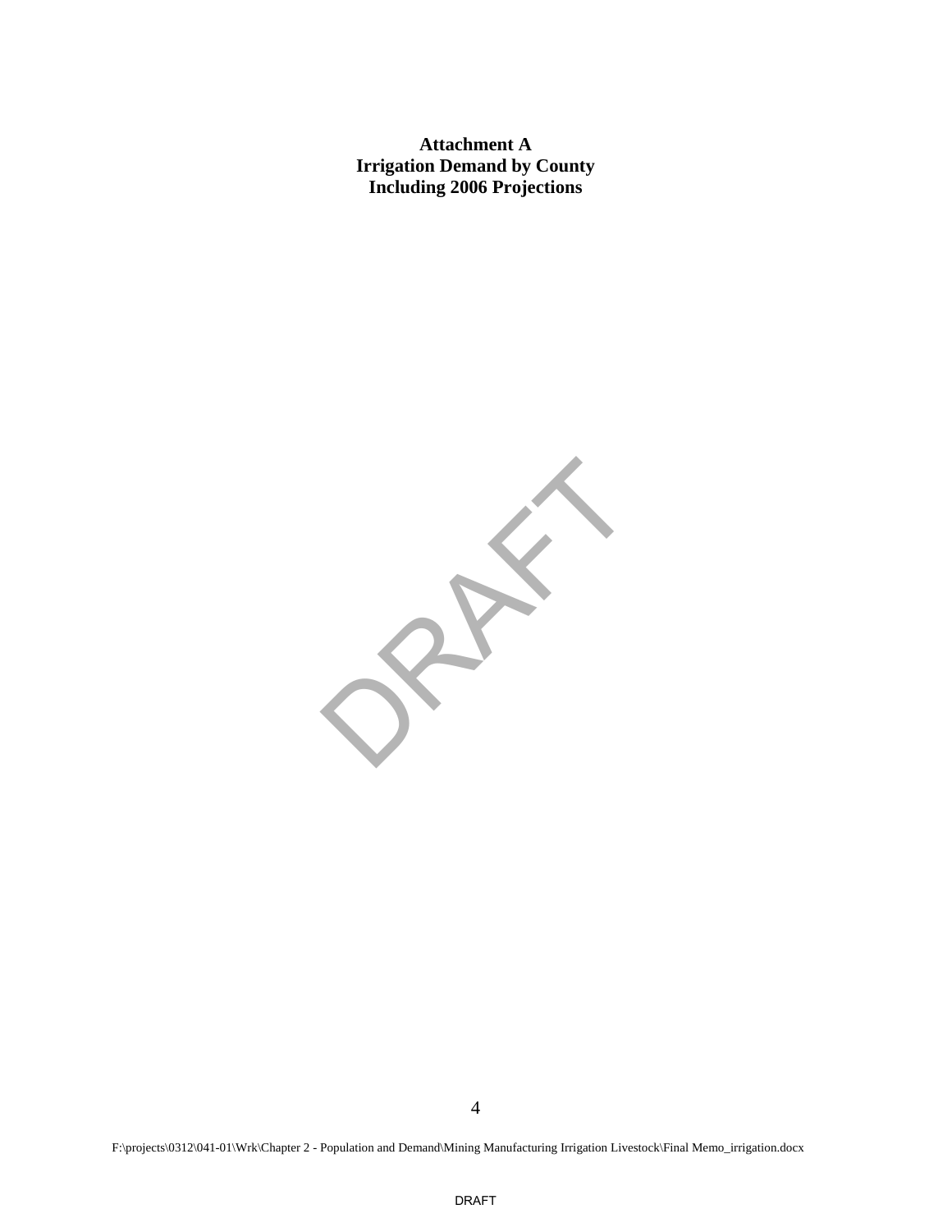**Attachment A**
**Irrigation Demand by County**
**Including 2006 Projections**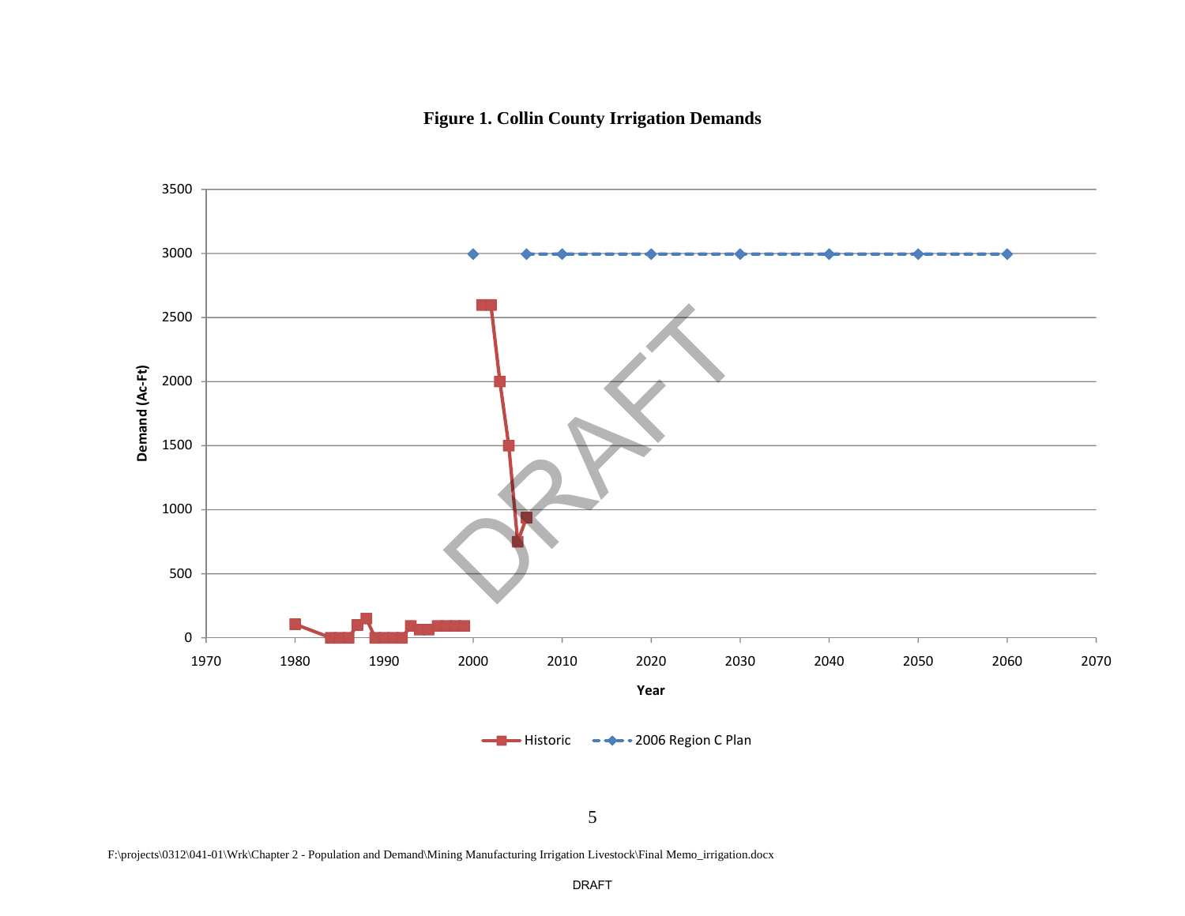**Figure 1. Collin County Irrigation Demands**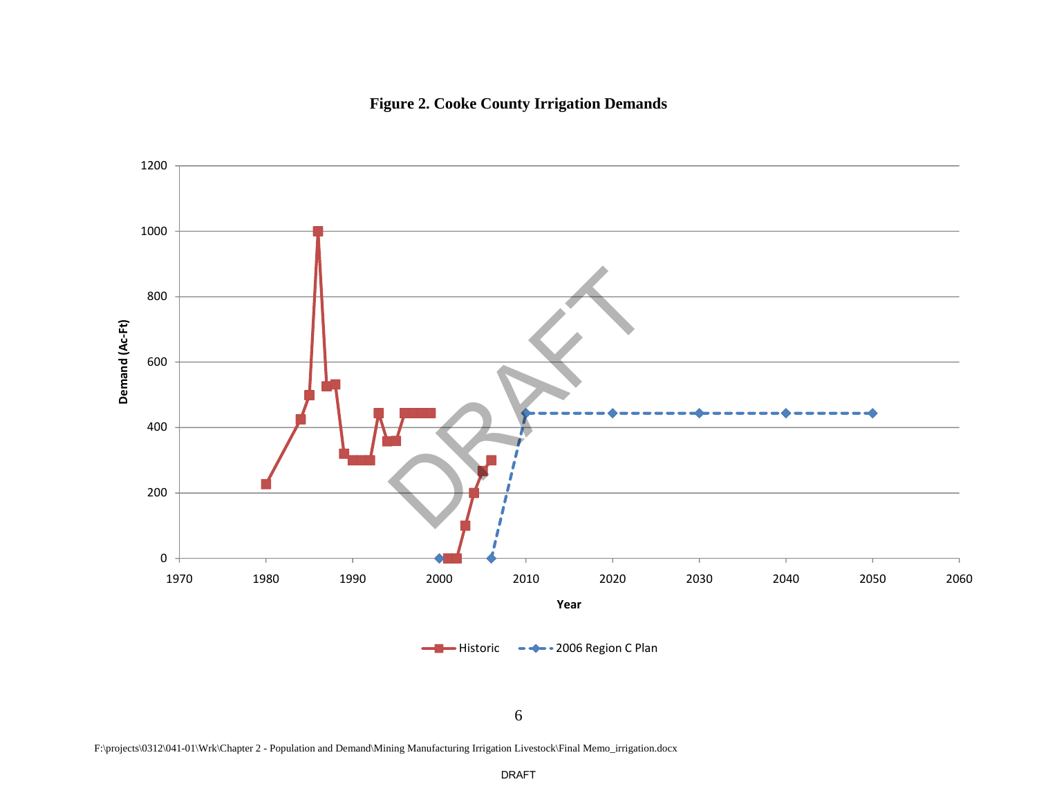**Figure 2. Cooke County Irrigation Demands**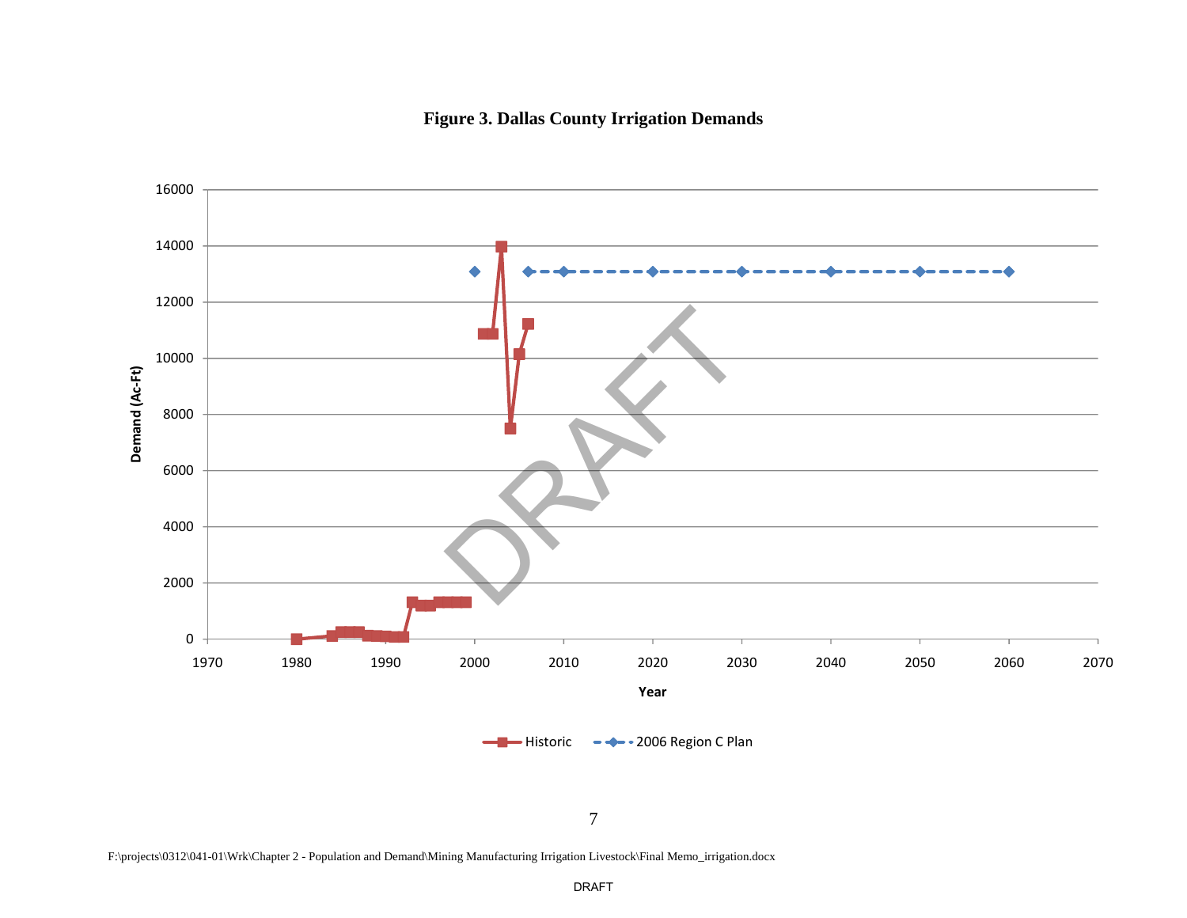**Figure 3. Dallas County Irrigation Demands**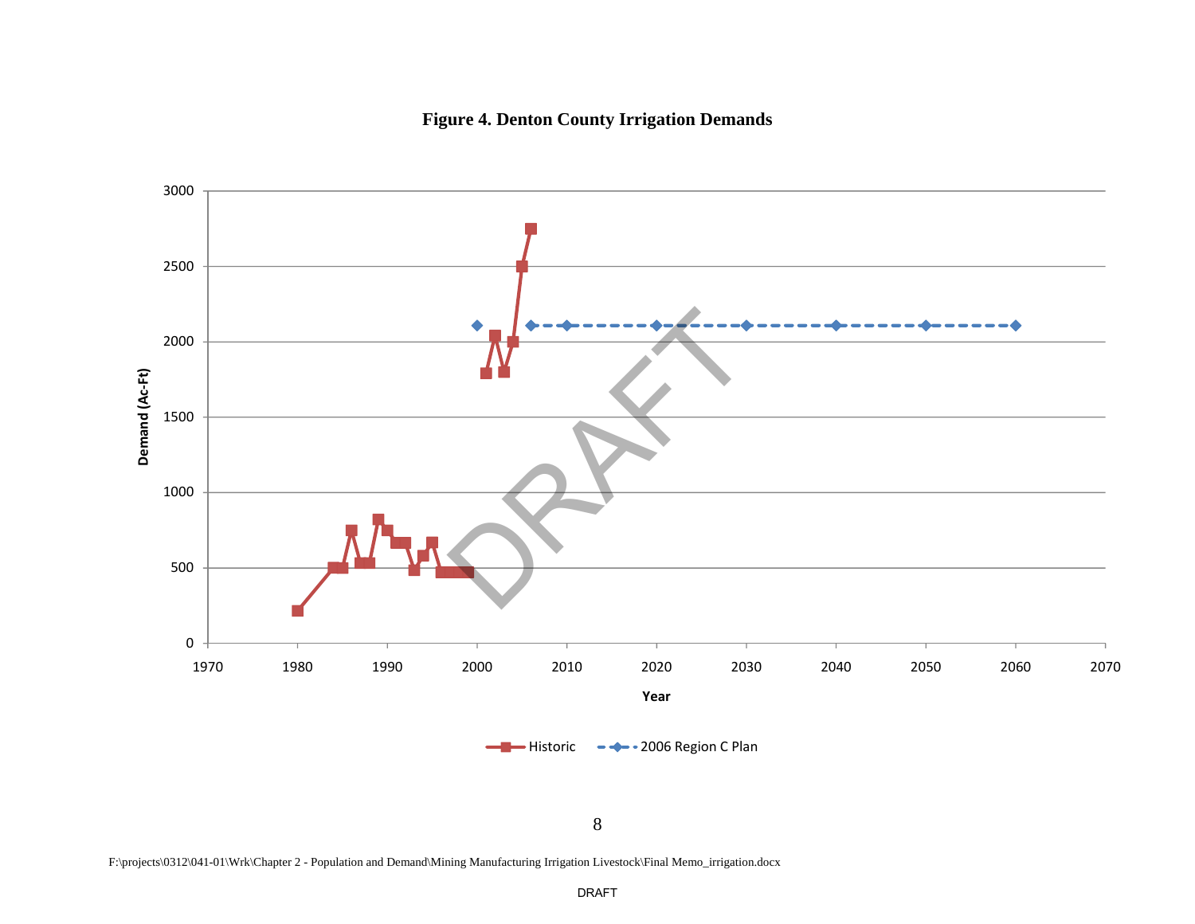**Figure 4. Denton County Irrigation Demands**

F:\projects\0312\041-01\Wrk\Chapter 2 - Population and Demand\Mining Manufacturing Irrigation Livestock\Final Memo_irrigation.docx

DRAFT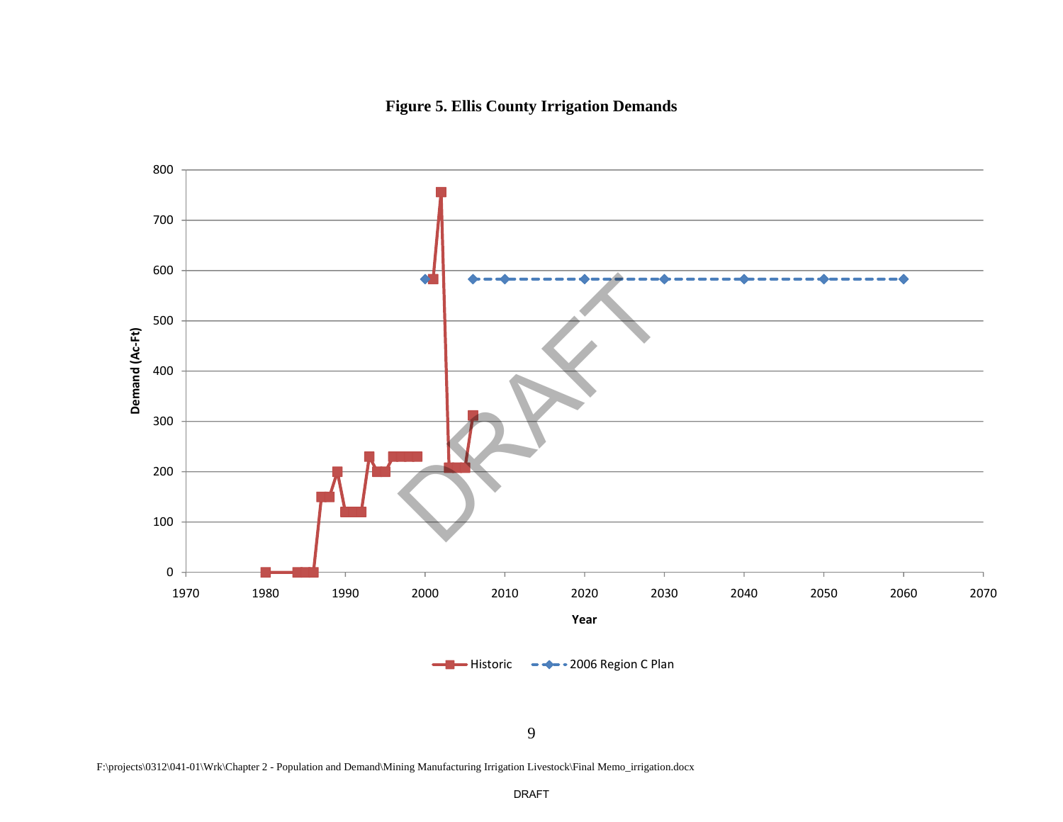**Figure 5. Ellis County Irrigation Demands**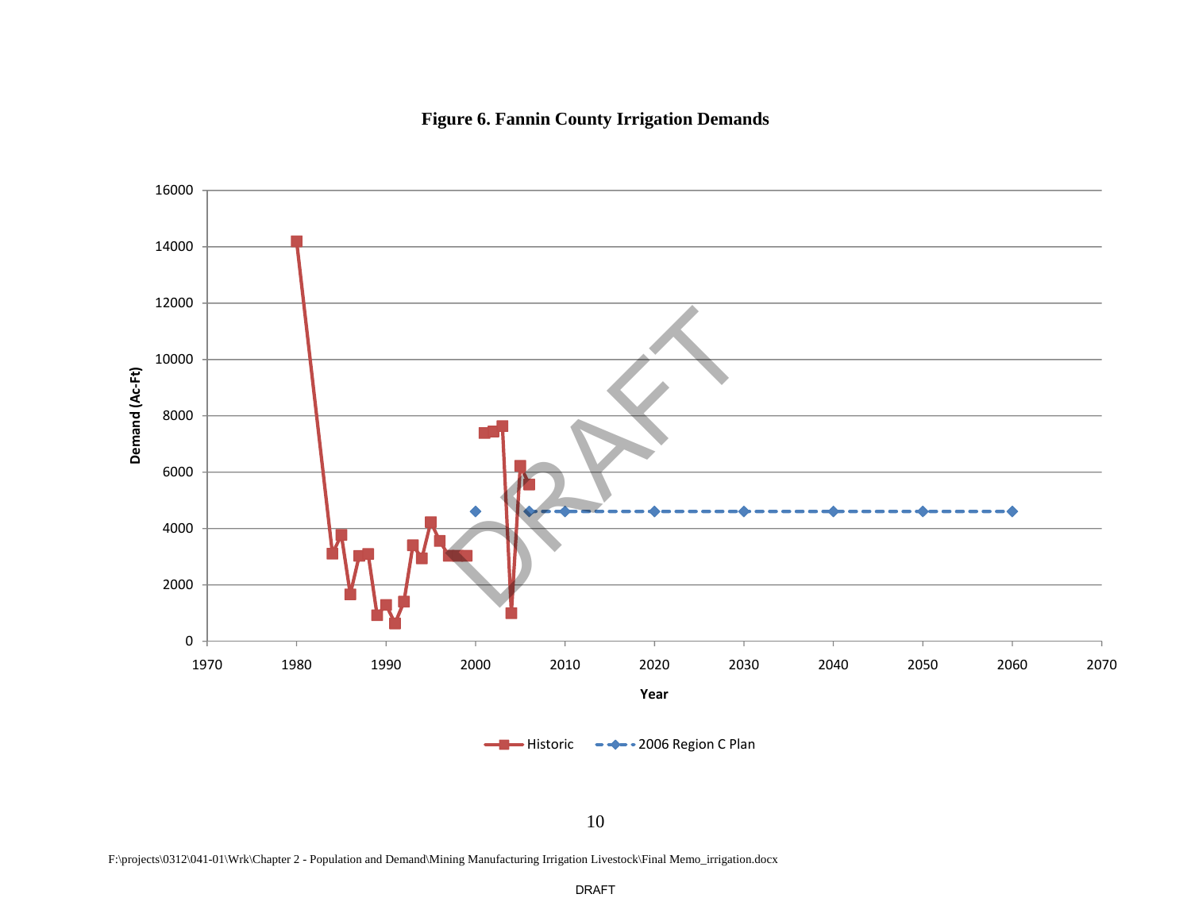**Figure 6. Fannin County Irrigation Demands**

F:\projects\0312\041-01\Wrk\Chapter 2 - Population and Demand\Mining Manufacturing Irrigation Livestock\Final Memo_irrigation.docx

DRAFT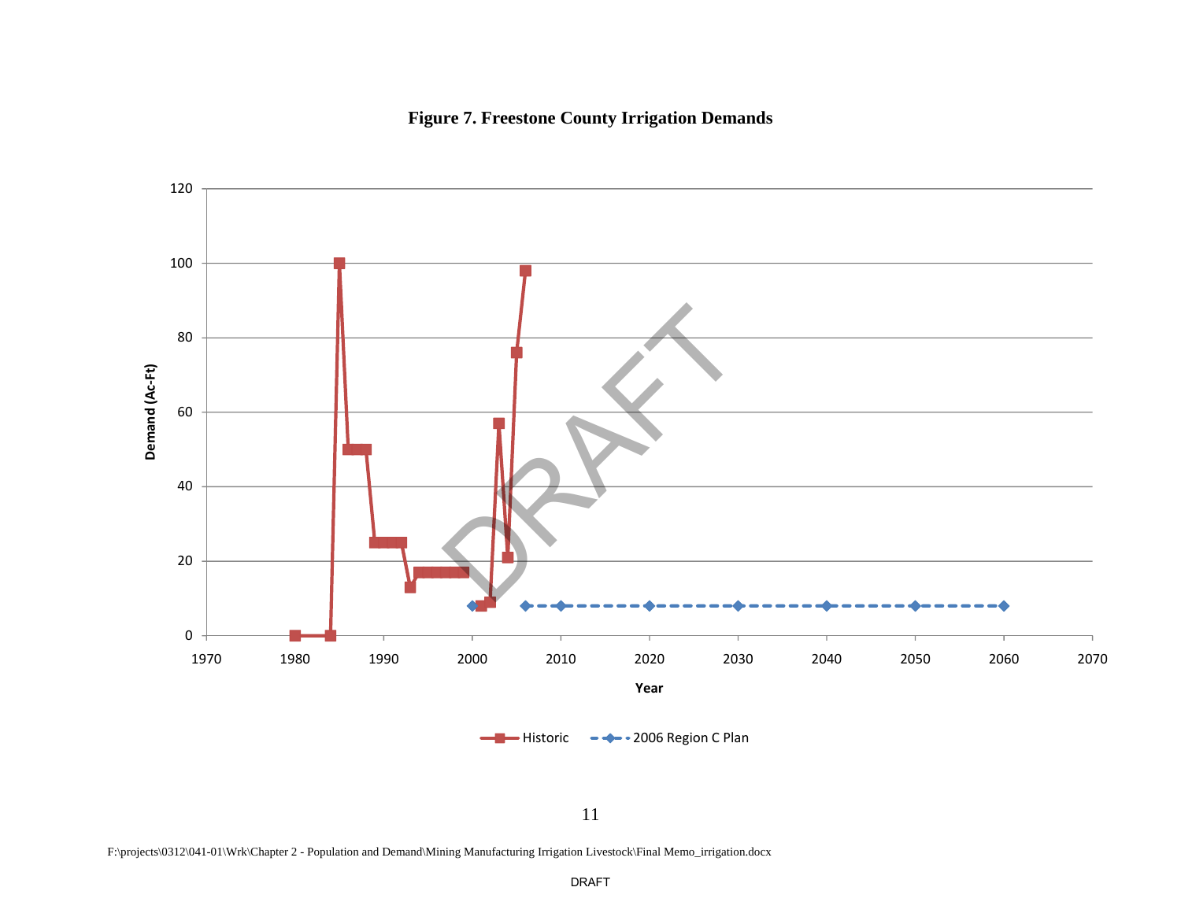**Figure 7. Freestone County Irrigation Demands**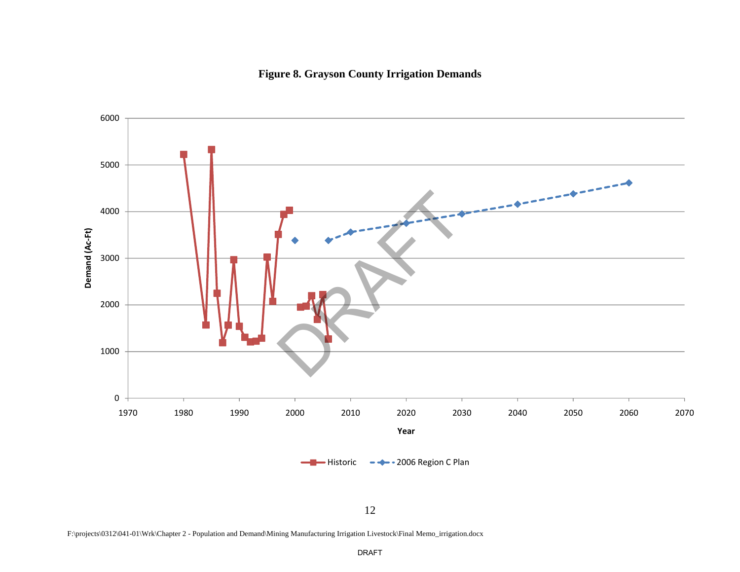**Figure 8. Grayson County Irrigation Demands**

F:\projects\0312\041-01\Wrk\Chapter 2 - Population and Demand\Mining Manufacturing Irrigation Livestock\Final Memo_irrigation.docx

DRAFT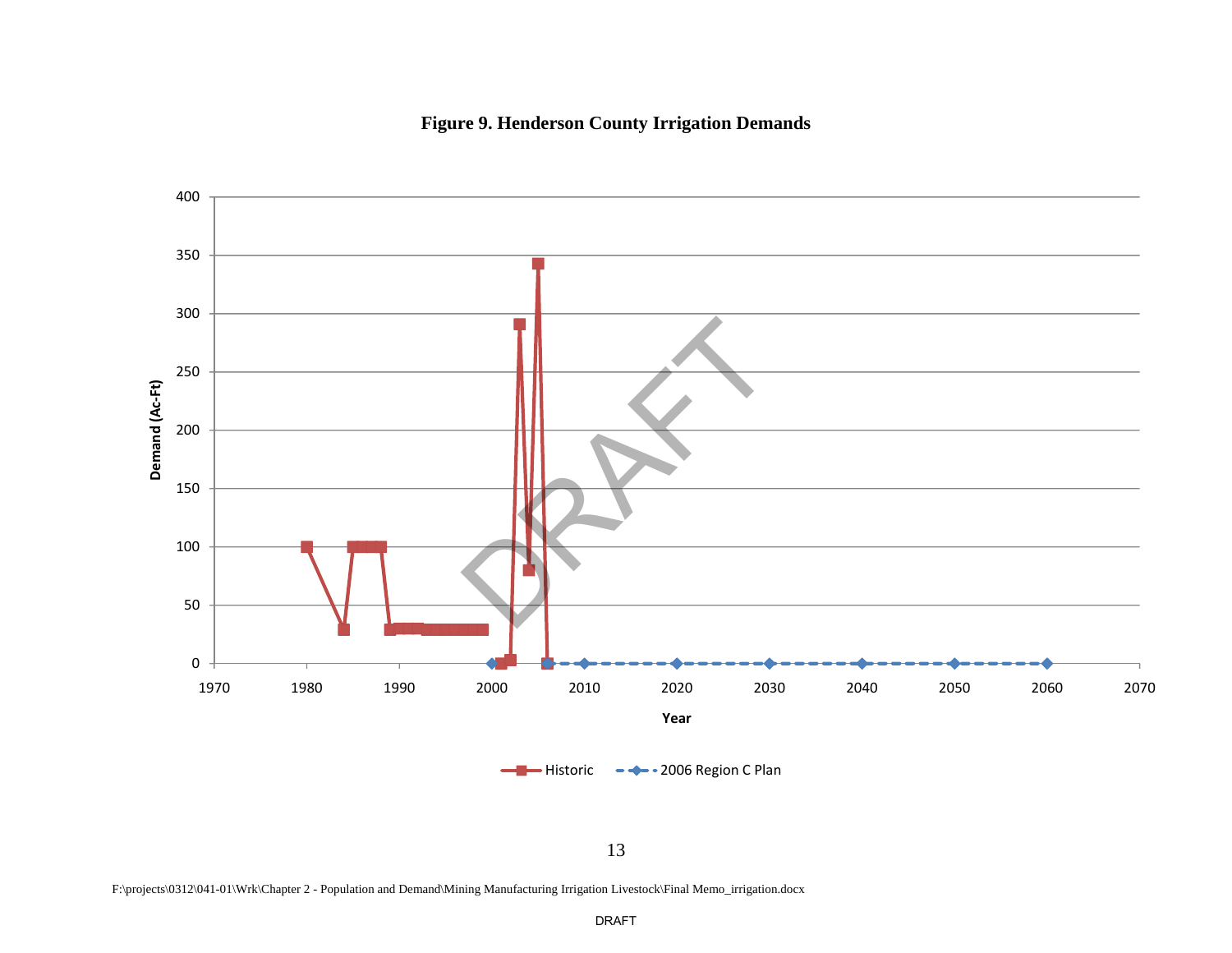**Figure 9. Henderson County Irrigation Demands**

F:\projects\0312\041-01\Wrk\Chapter 2 - Population and Demand\Mining Manufacturing Irrigation Livestock\Final Memo_irrigation.docx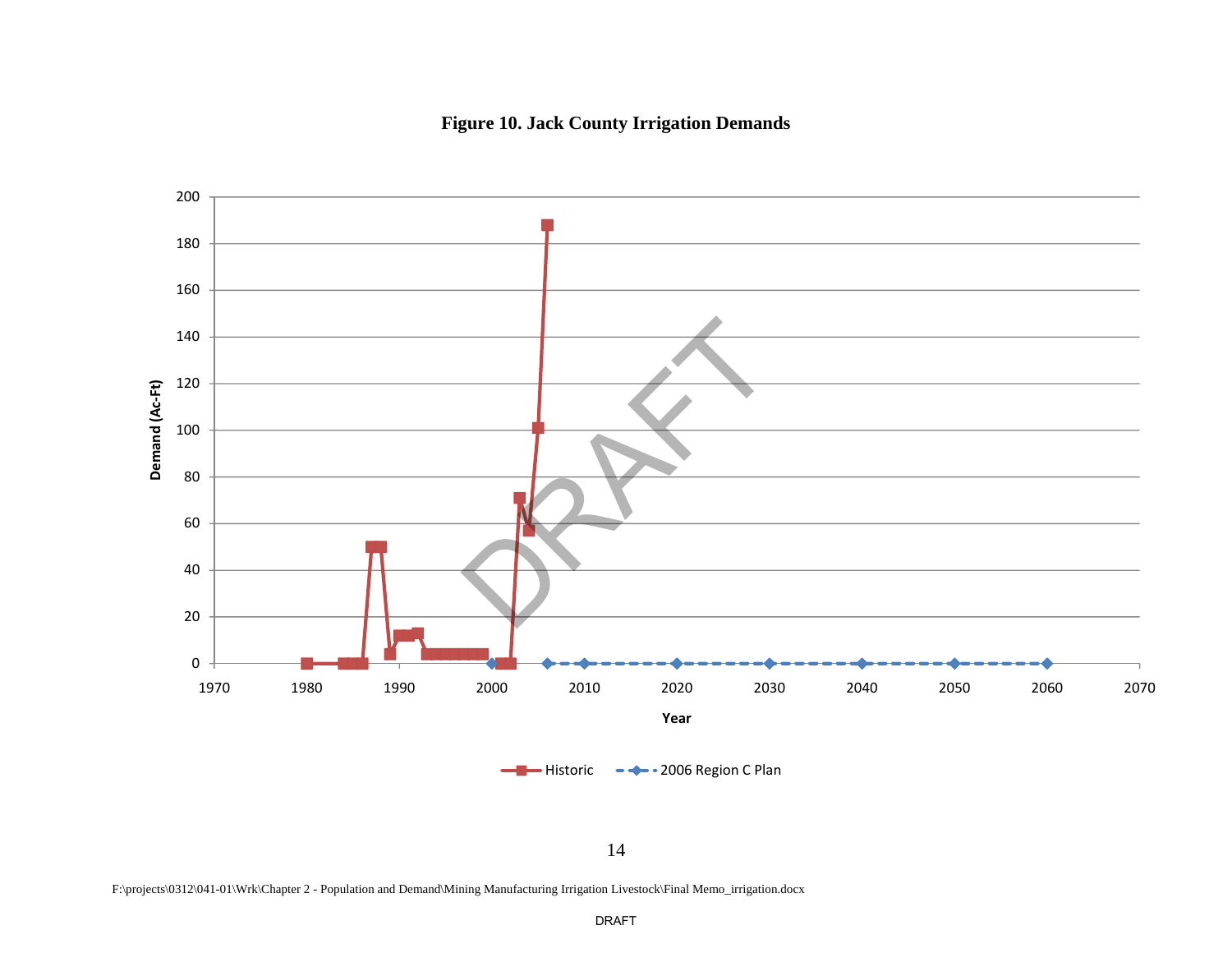**Figure 10. Jack County Irrigation Demands**

F:\projects\0312\041-01\Wrk\Chapter 2 - Population and Demand\Mining Manufacturing Irrigation Livestock\Final Memo_irrigation.docx

DRAFT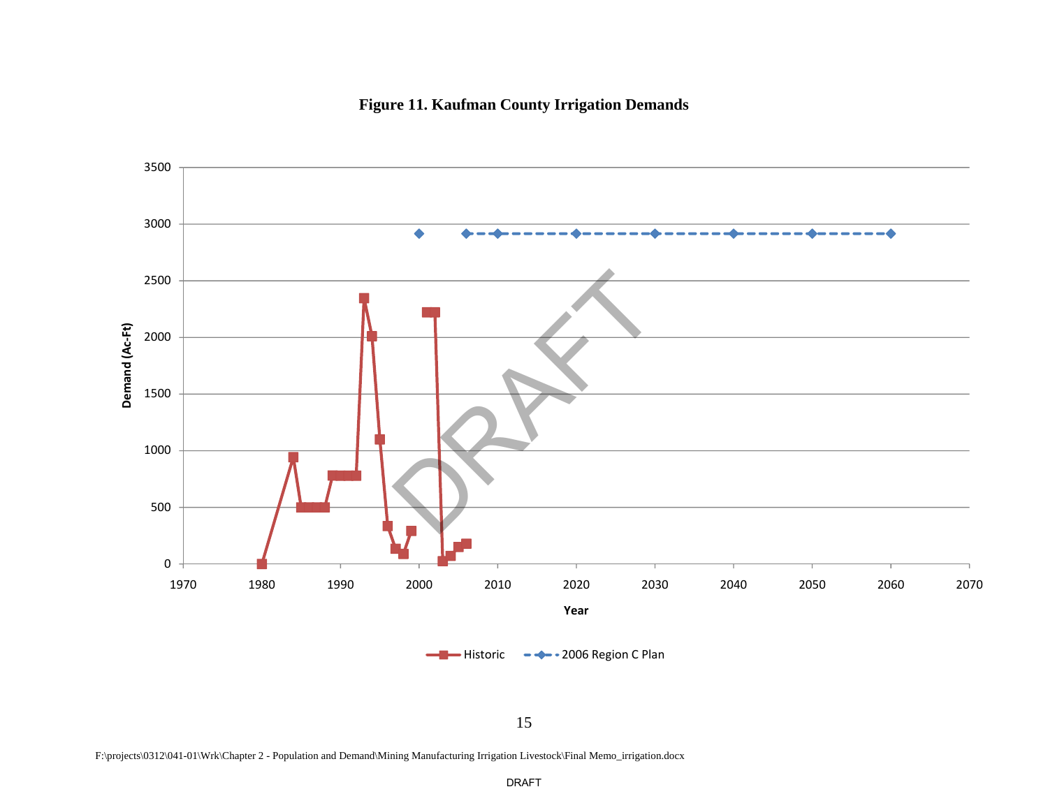**Figure 11. Kaufman County Irrigation Demands**

Demand (Ac-Ft)

Year

Historic — 2006 Region C Plan

F:\projects\0312\041-01\Wrk\Chapter 2 - Population and Demand\Mining Manufacturing Irrigation Livestock\Final Memo_irrigation.docx

DRAFT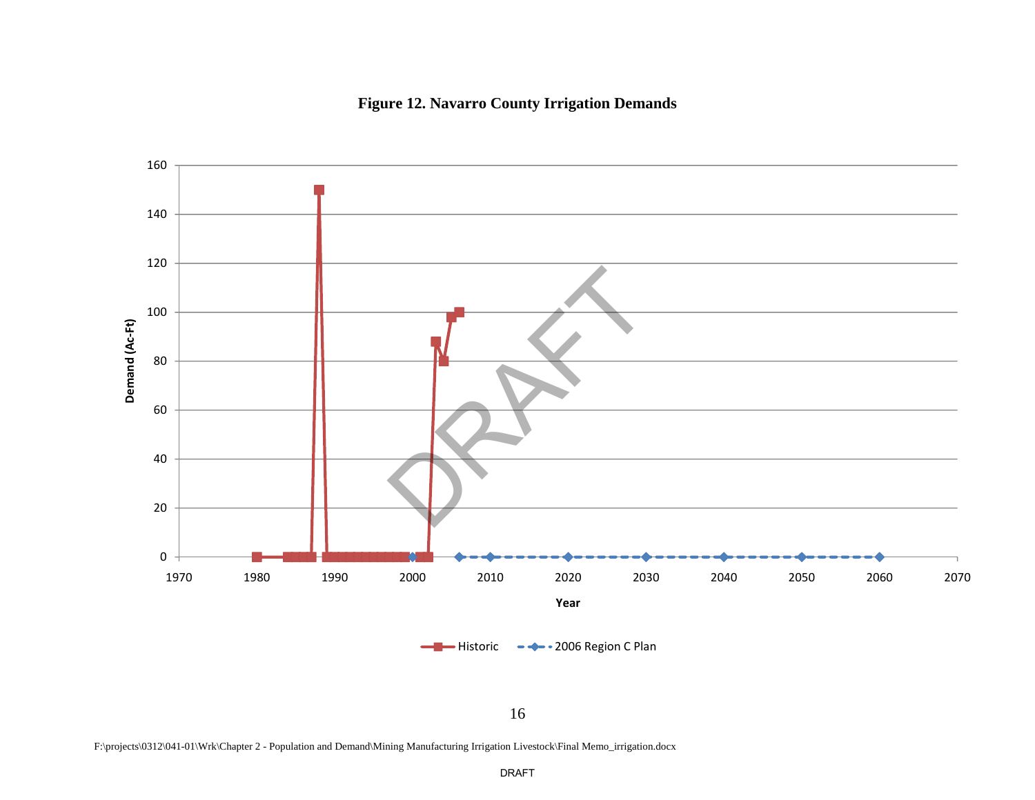**Figure 12. Navarro County Irrigation Demands**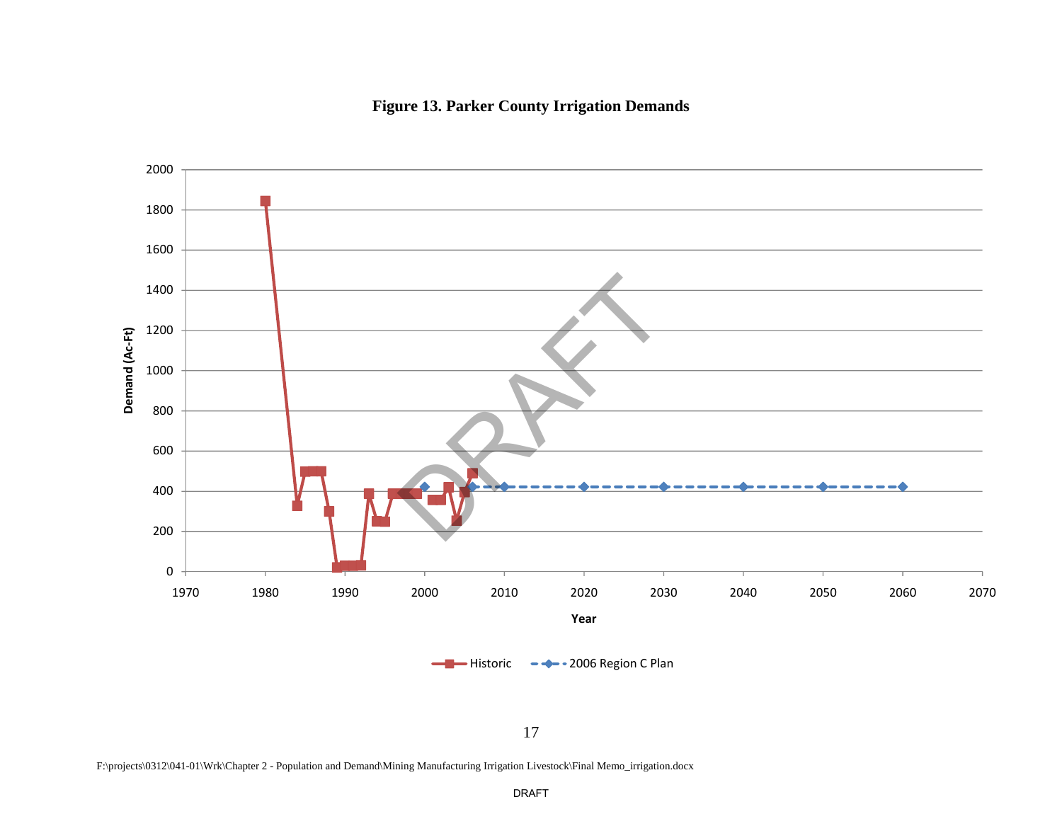**Figure 13. Parker County Irrigation Demands**

F:\projects\0312\041-01\Wrk\Chapter 2 - Population and Demand\Mining Manufacturing Irrigation Livestock\Final Memo_irrigation.docx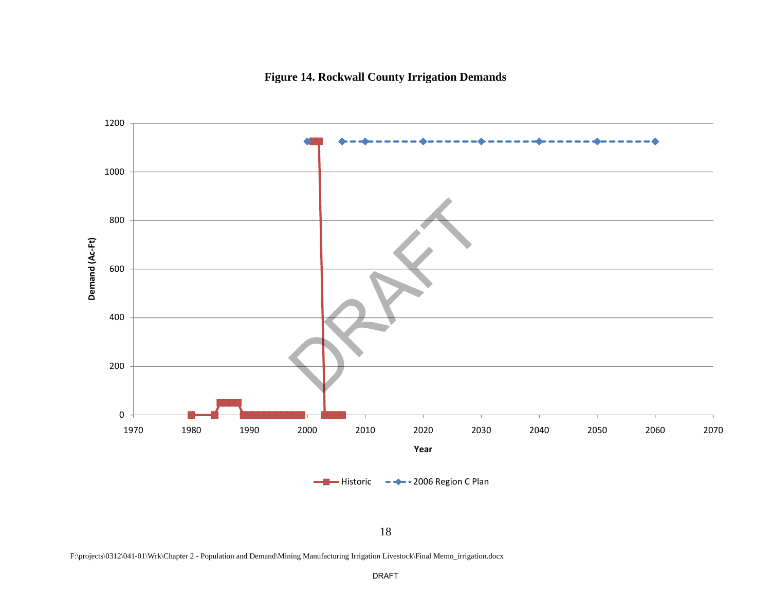**Figure 14. Rockwall County Irrigation Demands**

F:\projects\0312\041-01\Wrk\Chapter 2 - Population and Demand\Mining Manufacturing Irrigation Livestock\Final Memo_irrigation.docx

DRAFT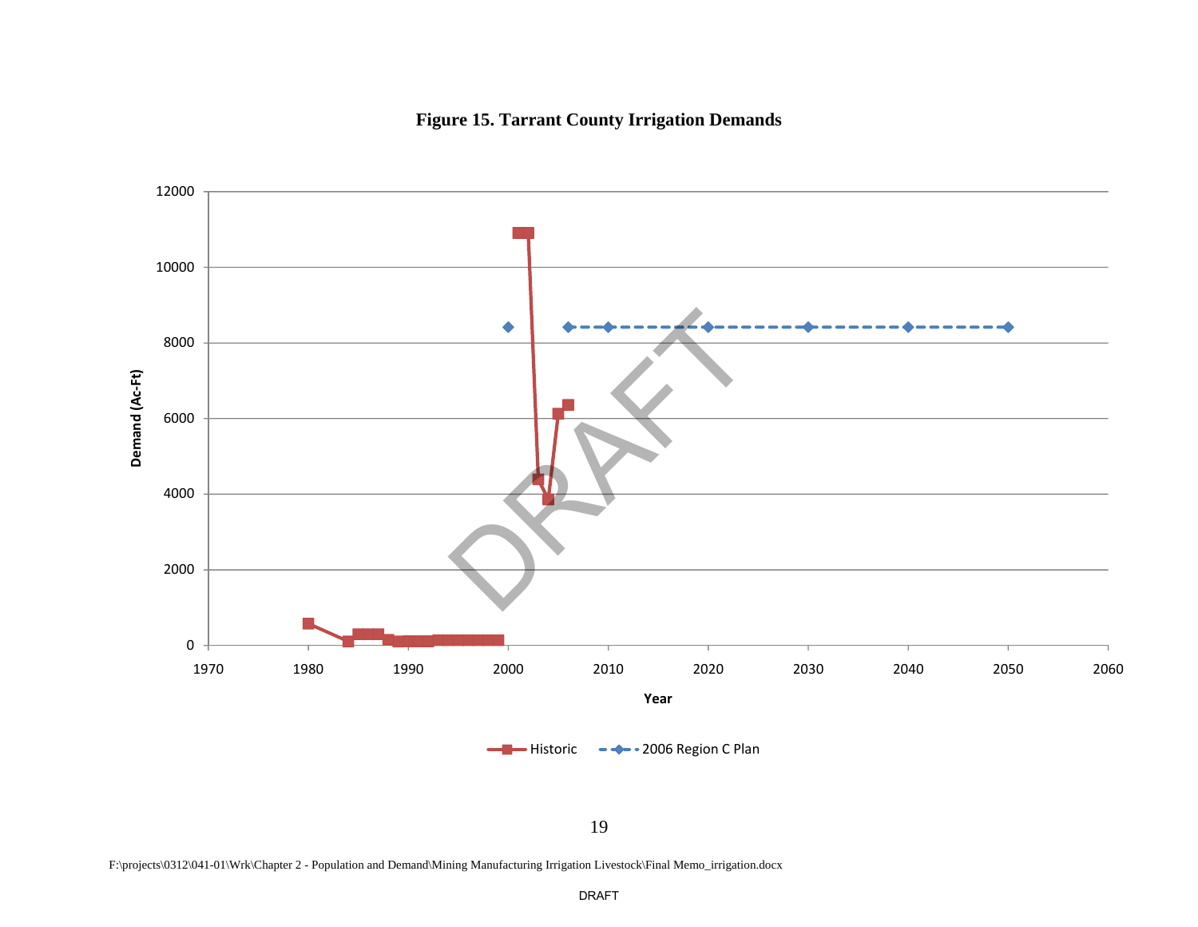**Figure 15. Tarrant County Irrigation Demands**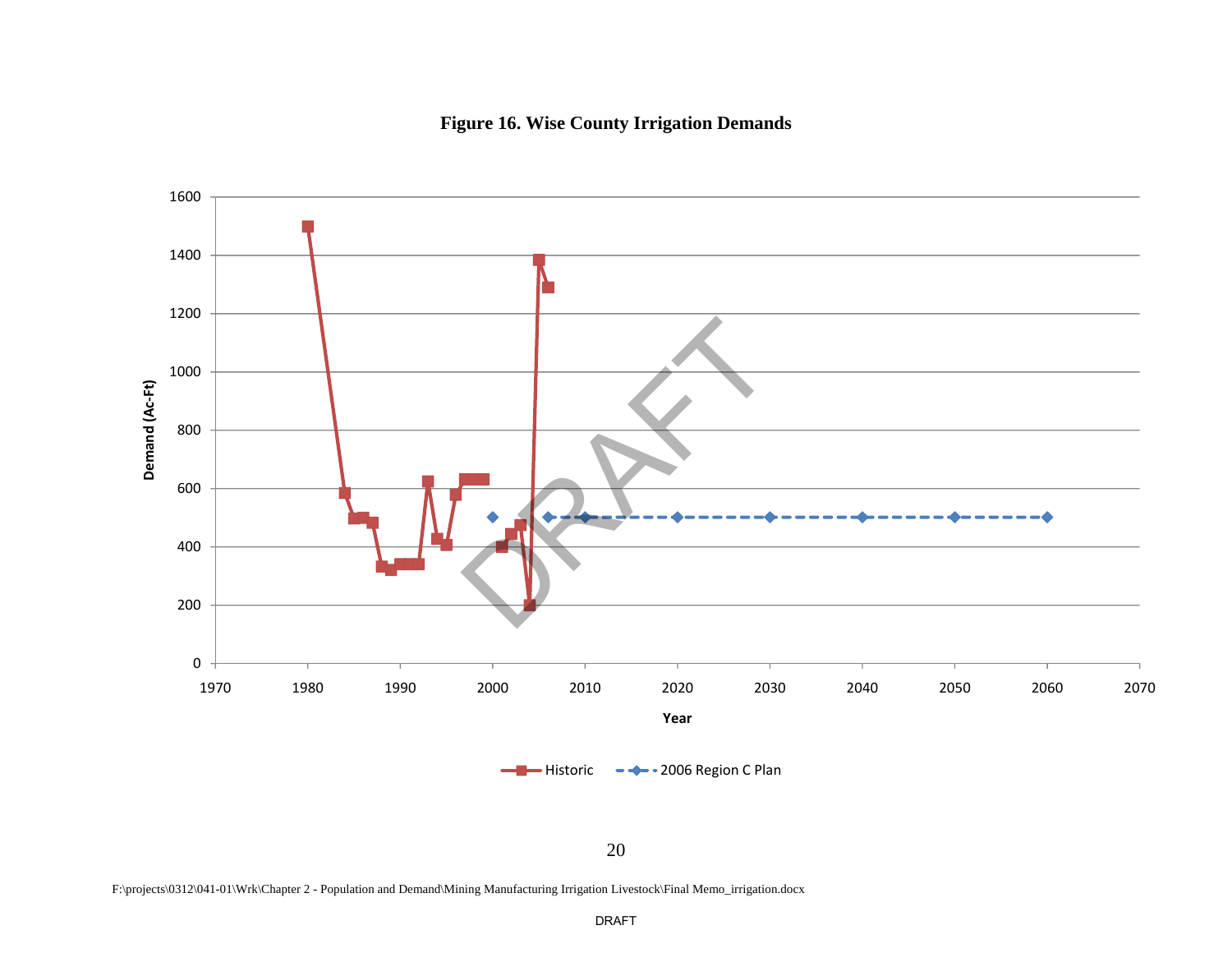**Figure 16. Wise County Irrigation Demands**

Demand (Ac-Ft)

1600
1400
1200
1000
800
600
400
200
0

1970 1980 1990 2000 2010 2020 2030 2040 2050 2060 2070

Year

Historic
2006 Region C Plan

DRAFT

F:\projects\0312\041-01\Wrk\Chapter 2 - Population and Demand\Mining Manufacturing Irrigation Livestock\Final Memo_irrigation.docx

DRAFT